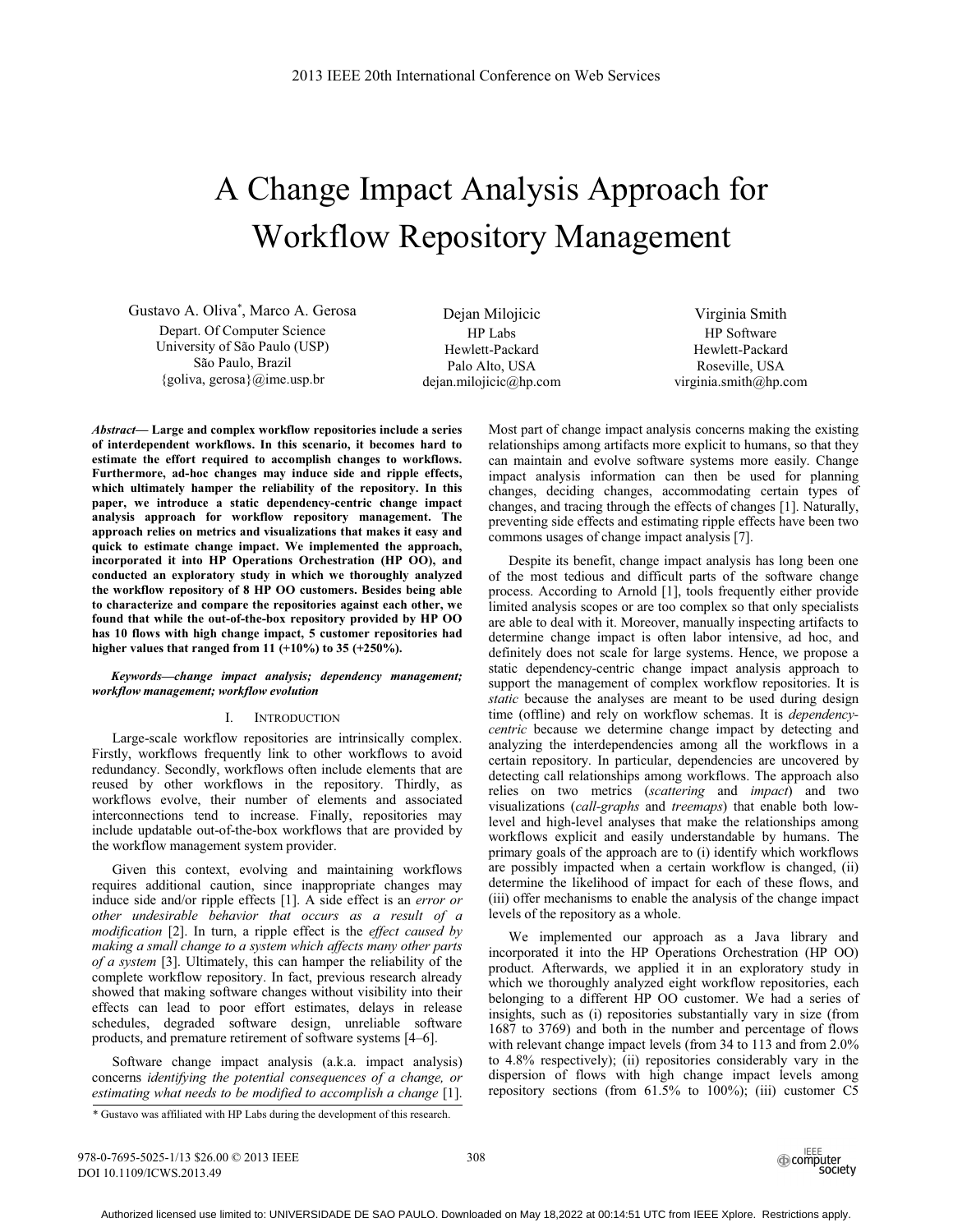# A Change Impact Analysis Approach for Workflow Repository Management

Gustavo A. Oliva*, Marco A. Gerosa
Depart. Of Computer Science
University of São Paulo (USP)
São Paulo, Brazil
{goliva, gerosa}@ime.usp.br

Dejan Milojicic
HP Labs
Hewlett-Packard
Palo Alto, USA
dejan.milojicic@hp.com

Virginia Smith
HP Software
Hewlett-Packard
Roseville, USA
virginia.smith@hp.com

***Abstract*— Large and complex workflow repositories include a series of interdependent workflows. In this scenario, it becomes hard to estimate the effort required to accomplish changes to workflows. Furthermore, ad-hoc changes may induce side and ripple effects, which ultimately hamper the reliability of the repository. In this paper, we introduce a static dependency-centric change impact analysis approach for workflow repository management. The approach relies on metrics and visualizations that makes it easy and quick to estimate change impact. We implemented the approach, incorporated it into HP Operations Orchestration (HP OO), and conducted an exploratory study in which we thoroughly analyzed the workflow repository of 8 HP OO customers. Besides being able to characterize and compare the repositories against each other, we found that while the out-of-the-box repository provided by HP OO has 10 flows with high change impact, 5 customer repositories had higher values that ranged from 11 (+10%) to 35 (+250%).**

***Keywords—change impact analysis; dependency management; workflow management; workflow evolution***

## I. Introduction

Large-scale workflow repositories are intrinsically complex. Firstly, workflows frequently link to other workflows to avoid redundancy. Secondly, workflows often include elements that are reused by other workflows in the repository. Thirdly, as workflows evolve, their number of elements and associated interconnections tend to increase. Finally, repositories may include updatable out-of-the-box workflows that are provided by the workflow management system provider.

Given this context, evolving and maintaining workflows requires additional caution, since inappropriate changes may induce side and/or ripple effects [1]. A side effect is an *error or other undesirable behavior that occurs as a result of a modification* [2]. In turn, a ripple effect is the *effect caused by making a small change to a system which affects many other parts of a system* [3]. Ultimately, this can hamper the reliability of the complete workflow repository. In fact, previous research already showed that making software changes without visibility into their effects can lead to poor effort estimates, delays in release schedules, degraded software design, unreliable software products, and premature retirement of software systems [4–6].

Software change impact analysis (a.k.a. impact analysis) concerns *identifying the potential consequences of a change, or estimating what needs to be modified to accomplish a change* [1]. Most part of change impact analysis concerns making the existing relationships among artifacts more explicit to humans, so that they can maintain and evolve software systems more easily. Change impact analysis information can then be used for planning changes, deciding changes, accommodating certain types of changes, and tracing through the effects of changes [1]. Naturally, preventing side effects and estimating ripple effects have been two commons usages of change impact analysis [7].

Despite its benefit, change impact analysis has long been one of the most tedious and difficult parts of the software change process. According to Arnold [1], tools frequently either provide limited analysis scopes or are too complex so that only specialists are able to deal with it. Moreover, manually inspecting artifacts to determine change impact is often labor intensive, ad hoc, and definitely does not scale for large systems. Hence, we propose a static dependency-centric change impact analysis approach to support the management of complex workflow repositories. It is *static* because the analyses are meant to be used during design time (offline) and rely on workflow schemas. It is *dependency-centric* because we determine change impact by detecting and analyzing the interdependencies among all the workflows in a certain repository. In particular, dependencies are uncovered by detecting call relationships among workflows. The approach also relies on two metrics (*scattering* and *impact*) and two visualizations (*call-graphs* and *treemaps*) that enable both low-level and high-level analyses that make the relationships among workflows explicit and easily understandable by humans. The primary goals of the approach are to (i) identify which workflows are possibly impacted when a certain workflow is changed, (ii) determine the likelihood of impact for each of these flows, and (iii) offer mechanisms to enable the analysis of the change impact levels of the repository as a whole.

We implemented our approach as a Java library and incorporated it into the HP Operations Orchestration (HP OO) product. Afterwards, we applied it in an exploratory study in which we thoroughly analyzed eight workflow repositories, each belonging to a different HP OO customer. We had a series of insights, such as (i) repositories substantially vary in size (from 1687 to 3769) and both in the number and percentage of flows with relevant change impact levels (from 34 to 113 and from 2.0% to 4.8% respectively); (ii) repositories considerably vary in the dispersion of flows with high change impact levels among repository sections (from 61.5% to 100%); (iii) customer C5

\* Gustavo was affiliated with HP Labs during the development of this research.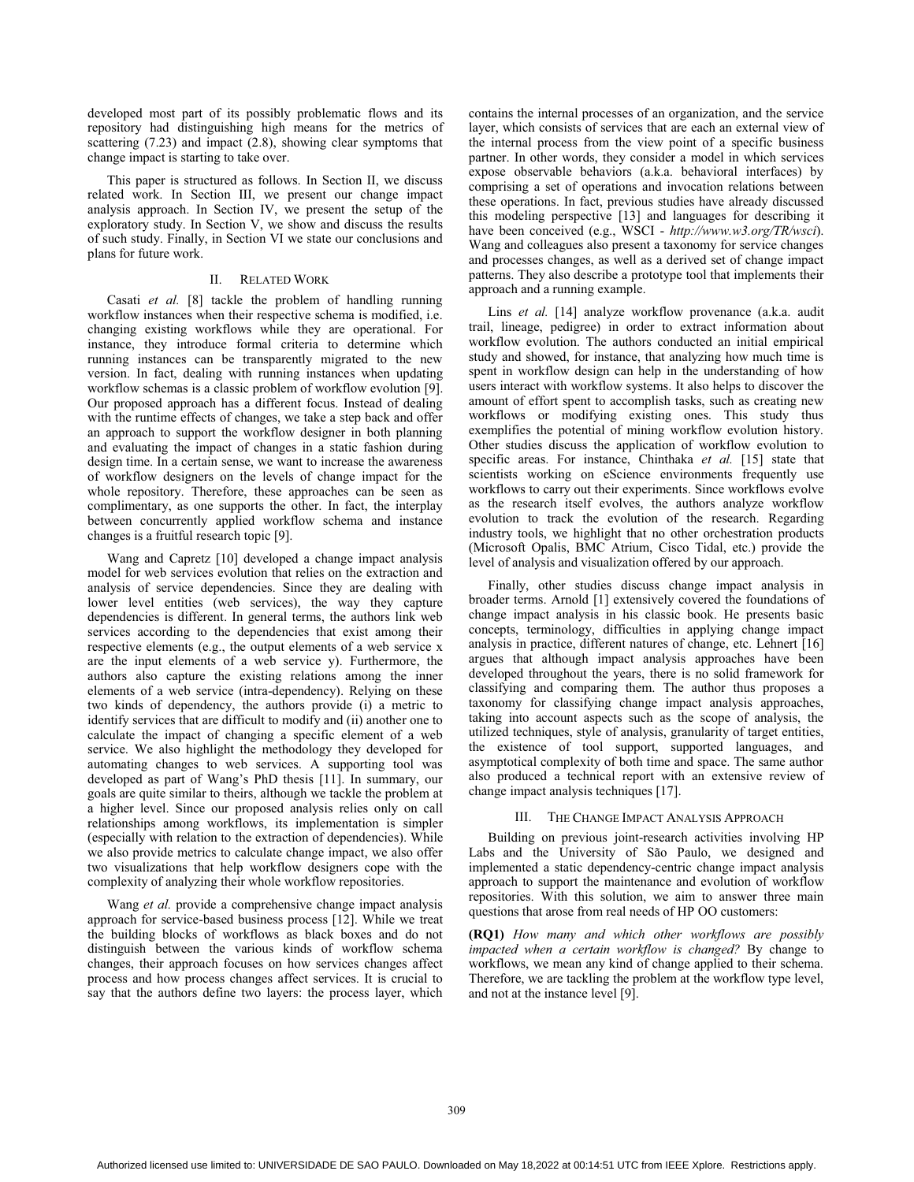developed most part of its possibly problematic flows and its repository had distinguishing high means for the metrics of scattering (7.23) and impact (2.8), showing clear symptoms that change impact is starting to take over.

This paper is structured as follows. In Section II, we discuss related work. In Section III, we present our change impact analysis approach. In Section IV, we present the setup of the exploratory study. In Section V, we show and discuss the results of such study. Finally, in Section VI we state our conclusions and plans for future work.

## II. Related Work

Casati *et al.* [8] tackle the problem of handling running workflow instances when their respective schema is modified, i.e. changing existing workflows while they are operational. For instance, they introduce formal criteria to determine which running instances can be transparently migrated to the new version. In fact, dealing with running instances when updating workflow schemas is a classic problem of workflow evolution [9]. Our proposed approach has a different focus. Instead of dealing with the runtime effects of changes, we take a step back and offer an approach to support the workflow designer in both planning and evaluating the impact of changes in a static fashion during design time. In a certain sense, we want to increase the awareness of workflow designers on the levels of change impact for the whole repository. Therefore, these approaches can be seen as complimentary, as one supports the other. In fact, the interplay between concurrently applied workflow schema and instance changes is a fruitful research topic [9].

Wang and Capretz [10] developed a change impact analysis model for web services evolution that relies on the extraction and analysis of service dependencies. Since they are dealing with lower level entities (web services), the way they capture dependencies is different. In general terms, the authors link web services according to the dependencies that exist among their respective elements (e.g., the output elements of a web service x are the input elements of a web service y). Furthermore, the authors also capture the existing relations among the inner elements of a web service (intra-dependency). Relying on these two kinds of dependency, the authors provide (i) a metric to identify services that are difficult to modify and (ii) another one to calculate the impact of changing a specific element of a web service. We also highlight the methodology they developed for automating changes to web services. A supporting tool was developed as part of Wang's PhD thesis [11]. In summary, our goals are quite similar to theirs, although we tackle the problem at a higher level. Since our proposed analysis relies only on call relationships among workflows, its implementation is simpler (especially with relation to the extraction of dependencies). While we also provide metrics to calculate change impact, we also offer two visualizations that help workflow designers cope with the complexity of analyzing their whole workflow repositories.

Wang *et al.* provide a comprehensive change impact analysis approach for service-based business process [12]. While we treat the building blocks of workflows as black boxes and do not distinguish between the various kinds of workflow schema changes, their approach focuses on how services changes affect process and how process changes affect services. It is crucial to say that the authors define two layers: the process layer, which contains the internal processes of an organization, and the service layer, which consists of services that are each an external view of the internal process from the view point of a specific business partner. In other words, they consider a model in which services expose observable behaviors (a.k.a. behavioral interfaces) by comprising a set of operations and invocation relations between these operations. In fact, previous studies have already discussed this modeling perspective [13] and languages for describing it have been conceived (e.g., WSCI - *http://www.w3.org/TR/wsci*). Wang and colleagues also present a taxonomy for service changes and processes changes, as well as a derived set of change impact patterns. They also describe a prototype tool that implements their approach and a running example.

Lins *et al.* [14] analyze workflow provenance (a.k.a. audit trail, lineage, pedigree) in order to extract information about workflow evolution. The authors conducted an initial empirical study and showed, for instance, that analyzing how much time is spent in workflow design can help in the understanding of how users interact with workflow systems. It also helps to discover the amount of effort spent to accomplish tasks, such as creating new workflows or modifying existing ones. This study thus exemplifies the potential of mining workflow evolution history. Other studies discuss the application of workflow evolution to specific areas. For instance, Chinthaka *et al.* [15] state that scientists working on eScience environments frequently use workflows to carry out their experiments. Since workflows evolve as the research itself evolves, the authors analyze workflow evolution to track the evolution of the research. Regarding industry tools, we highlight that no other orchestration products (Microsoft Opalis, BMC Atrium, Cisco Tidal, etc.) provide the level of analysis and visualization offered by our approach.

Finally, other studies discuss change impact analysis in broader terms. Arnold [1] extensively covered the foundations of change impact analysis in his classic book. He presents basic concepts, terminology, difficulties in applying change impact analysis in practice, different natures of change, etc. Lehnert [16] argues that although impact analysis approaches have been developed throughout the years, there is no solid framework for classifying and comparing them. The author thus proposes a taxonomy for classifying change impact analysis approaches, taking into account aspects such as the scope of analysis, the utilized techniques, style of analysis, granularity of target entities, the existence of tool support, supported languages, and asymptotical complexity of both time and space. The same author also produced a technical report with an extensive review of change impact analysis techniques [17].

## III. The Change Impact Analysis Approach

Building on previous joint-research activities involving HP Labs and the University of São Paulo, we designed and implemented a static dependency-centric change impact analysis approach to support the maintenance and evolution of workflow repositories. With this solution, we aim to answer three main questions that arose from real needs of HP OO customers:

**(RQ1)** *How many and which other workflows are possibly impacted when a certain workflow is changed?* By change to workflows, we mean any kind of change applied to their schema. Therefore, we are tackling the problem at the workflow type level, and not at the instance level [9].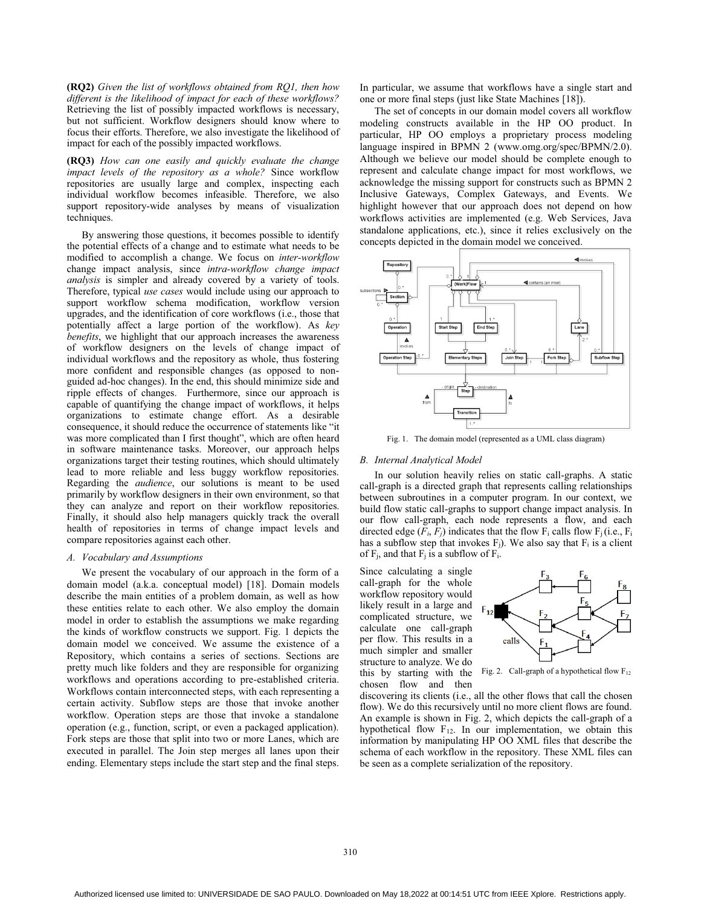**(RQ2)** *Given the list of workflows obtained from RQ1, then how different is the likelihood of impact for each of these workflows?* Retrieving the list of possibly impacted workflows is necessary, but not sufficient. Workflow designers should know where to focus their efforts. Therefore, we also investigate the likelihood of impact for each of the possibly impacted workflows.

**(RQ3)** *How can one easily and quickly evaluate the change impact levels of the repository as a whole?* Since workflow repositories are usually large and complex, inspecting each individual workflow becomes infeasible. Therefore, we also support repository-wide analyses by means of visualization techniques.

By answering those questions, it becomes possible to identify the potential effects of a change and to estimate what needs to be modified to accomplish a change. We focus on *inter-workflow* change impact analysis, since *intra-workflow change impact analysis* is simpler and already covered by a variety of tools. Therefore, typical *use cases* would include using our approach to support workflow schema modification, workflow version upgrades, and the identification of core workflows (i.e., those that potentially affect a large portion of the workflow). As *key benefits*, we highlight that our approach increases the awareness of workflow designers on the levels of change impact of individual workflows and the repository as whole, thus fostering more confident and responsible changes (as opposed to non-guided ad-hoc changes). In the end, this should minimize side and ripple effects of changes. Furthermore, since our approach is capable of quantifying the change impact of workflows, it helps organizations to estimate change effort. As a desirable consequence, it should reduce the occurrence of statements like "it was more complicated than I first thought", which are often heard in software maintenance tasks. Moreover, our approach helps organizations target their testing routines, which should ultimately lead to more reliable and less buggy workflow repositories. Regarding the *audience*, our solutions is meant to be used primarily by workflow designers in their own environment, so that they can analyze and report on their workflow repositories. Finally, it should also help managers quickly track the overall health of repositories in terms of change impact levels and compare repositories against each other.

### *A. Vocabulary and Assumptions*

We present the vocabulary of our approach in the form of a domain model (a.k.a. conceptual model) [18]. Domain models describe the main entities of a problem domain, as well as how these entities relate to each other. We also employ the domain model in order to establish the assumptions we make regarding the kinds of workflow constructs we support. Fig. 1 depicts the domain model we conceived. We assume the existence of a Repository, which contains a series of sections. Sections are pretty much like folders and they are responsible for organizing workflows and operations according to pre-established criteria. Workflows contain interconnected steps, with each representing a certain activity. Subflow steps are those that invoke another workflow. Operation steps are those that invoke a standalone operation (e.g., function, script, or even a packaged application). Fork steps are those that split into two or more Lanes, which are executed in parallel. The Join step merges all lanes upon their ending. Elementary steps include the start step and the final steps. In particular, we assume that workflows have a single start and one or more final steps (just like State Machines [18]).

The set of concepts in our domain model covers all workflow modeling constructs available in the HP OO product. In particular, HP OO employs a proprietary process modeling language inspired in BPMN 2 (www.omg.org/spec/BPMN/2.0). Although we believe our model should be complete enough to represent and calculate change impact for most workflows, we acknowledge the missing support for constructs such as BPMN 2 Inclusive Gateways, Complex Gateways, and Events. We highlight however that our approach does not depend on how workflows activities are implemented (e.g. Web Services, Java standalone applications, etc.), since it relies exclusively on the concepts depicted in the domain model we conceived.

Fig. 1. The domain model (represented as a UML class diagram)

### *B. Internal Analytical Model*

In our solution heavily relies on static call-graphs. A static call-graph is a directed graph that represents calling relationships between subroutines in a computer program. In our context, we build flow static call-graphs to support change impact analysis. In our flow call-graph, each node represents a flow, and each directed edge ($F_i$, $F_j$) indicates that the flow $F_i$ calls flow $F_j$ (i.e., $F_i$ has a subflow step that invokes $F_j$). We also say that $F_i$ is a client of $F_j$, and that $F_j$ is a subflow of $F_i$.

Since calculating a single call-graph for the whole workflow repository would likely result in a large and complicated structure, we calculate one call-graph per flow. This results in a much simpler and smaller structure to analyze. We do this by starting with the chosen flow and then discovering its clients (i.e., all the other flows that call the chosen flow). We do this recursively until no more client flows are found. An example is shown in Fig. 2, which depicts the call-graph of a hypothetical flow $F_{12}$. In our implementation, we obtain this information by manipulating HP OO XML files that describe the schema of each workflow in the repository. These XML files can be seen as a complete serialization of the repository.

Fig. 2. Call-graph of a hypothetical flow $F_{12}$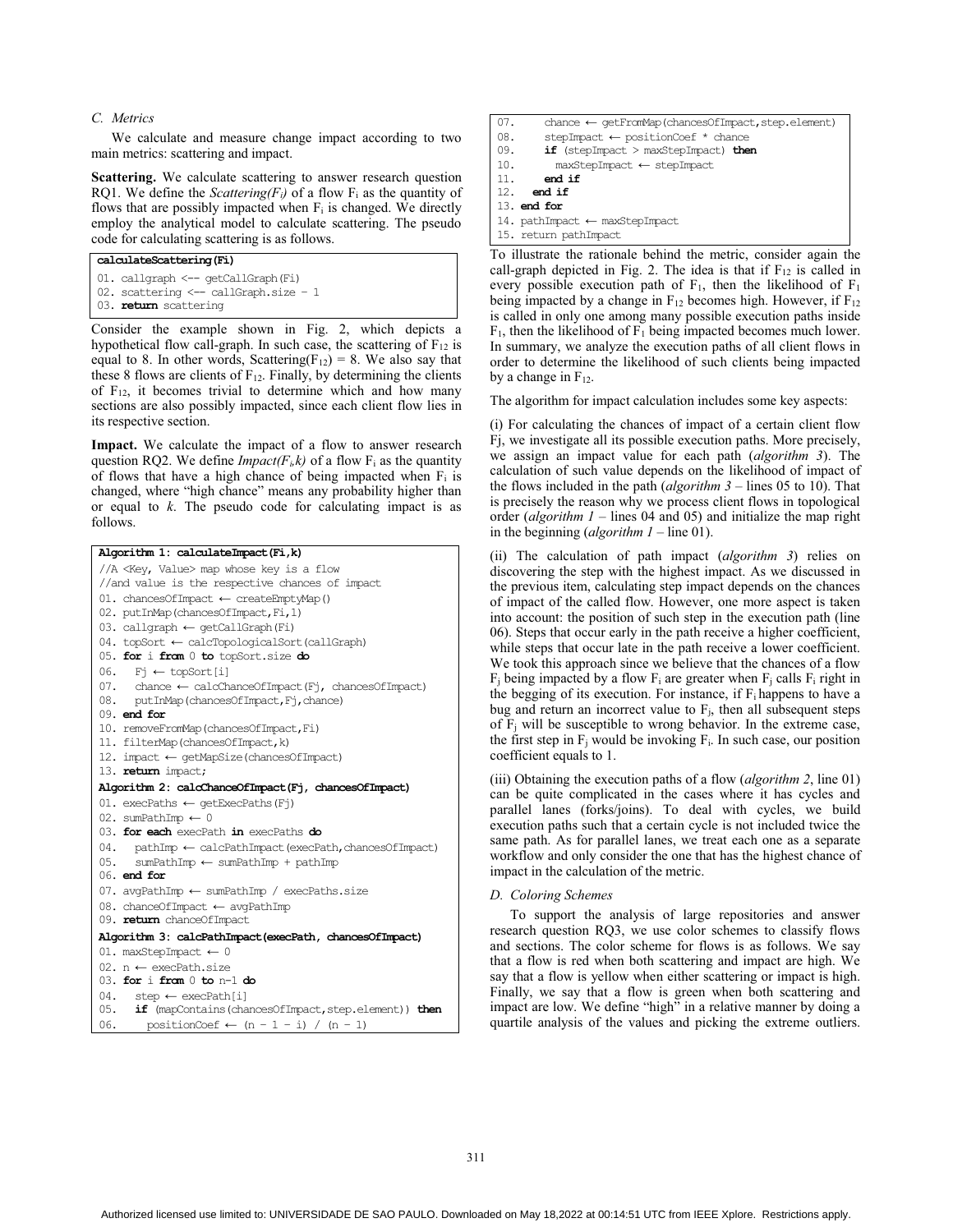### C. Metrics

We calculate and measure change impact according to two main metrics: scattering and impact.

**Scattering.** We calculate scattering to answer research question RQ1. We define the *Scattering($F_i$)* of a flow $F_i$ as the quantity of flows that are possibly impacted when $F_i$ is changed. We directly employ the analytical model to calculate scattering. The pseudo code for calculating scattering is as follows.

```
calculateScattering(Fi)
01. callgraph <-- getCallGraph(Fi)
02. scattering <-- callGraph.size - 1
03. return scattering
```

Consider the example shown in Fig. 2, which depicts a hypothetical flow call-graph. In such case, the scattering of $F_{12}$ is equal to 8. In other words, Scattering($F_{12}$) = 8. We also say that these 8 flows are clients of $F_{12}$. Finally, by determining the clients of $F_{12}$, it becomes trivial to determine which and how many sections are also possibly impacted, since each client flow lies in its respective section.

**Impact.** We calculate the impact of a flow to answer research question RQ2. We define *Impact($F_i$,k)* of a flow $F_i$ as the quantity of flows that have a high chance of being impacted when $F_i$ is changed, where "high chance" means any probability higher than or equal to *k*. The pseudo code for calculating impact is as follows.

```
Algorithm 1: calculateImpact(Fi,k)
//A <Key, Value> map whose key is a flow
//and value is the respective chances of impact
01. chancesOfImpact ← createEmptyMap()
02. putInMap(chancesOfImpact,Fi,1)
03. callgraph ← getCallGraph(Fi)
04. topSort ← calcTopologicalSort(callGraph)
05. for i from 0 to topSort.size do
06.   Fj ← topSort[i]
07.   chance ← calcChanceOfImpact(Fj, chancesOfImpact)
08.   putInMap(chancesOfImpact,Fj,chance)
09. end for
10. removeFromMap(chancesOfImpact,Fi)
11. filterMap(chancesOfImpact,k)
12. impact ← getMapSize(chancesOfImpact)
13. return impact;
Algorithm 2: calcChanceOfImpact(Fj, chancesOfImpact)
01. execPaths ← getExecPaths(Fj)
02. sumPathImp ← 0
03. for each execPath in execPaths do
04.   pathImp ← calcPathImpact(execPath,chancesOfImpact)
05.   sumPathImp ← sumPathImp + pathImp
06. end for
07. avgPathImp ← sumPathImp / execPaths.size
08. chanceOfImpact ← avgPathImp
09. return chanceOfImpact
Algorithm 3: calcPathImpact(execPath, chancesOfImpact)
01. maxStepImpact ← 0
02. n ← execPath.size
03. for i from 0 to n-1 do
04.   step ← execPath[i]
05.   if (mapContains(chancesOfImpact,step.element)) then
06.     positionCoef ← (n - 1 - i) / (n - 1)
07.     chance ← getFromMap(chancesOfImpact,step.element)
08.     stepImpact ← positionCoef * chance
09.     if (stepImpact > maxStepImpact) then
10.       maxStepImpact ← stepImpact
11.     end if
12.   end if
13. end for
14. pathImpact ← maxStepImpact
15. return pathImpact
```

To illustrate the rationale behind the metric, consider again the call-graph depicted in Fig. 2. The idea is that if $F_{12}$ is called in every possible execution path of $F_1$, then the likelihood of $F_1$ being impacted by a change in $F_{12}$ becomes high. However, if $F_{12}$ is called in only one among many possible execution paths inside $F_1$, then the likelihood of $F_1$ being impacted becomes much lower. In summary, we analyze the execution paths of all client flows in order to determine the likelihood of such clients being impacted by a change in $F_{12}$.

The algorithm for impact calculation includes some key aspects:

(i) For calculating the chances of impact of a certain client flow Fj, we investigate all its possible execution paths. More precisely, we assign an impact value for each path (*algorithm 3*). The calculation of such value depends on the likelihood of impact of the flows included in the path (*algorithm 3* – lines 05 to 10). That is precisely the reason why we process client flows in topological order (*algorithm 1* – lines 04 and 05) and initialize the map right in the beginning (*algorithm 1* – line 01).

(ii) The calculation of path impact (*algorithm 3*) relies on discovering the step with the highest impact. As we discussed in the previous item, calculating step impact depends on the chances of impact of the called flow. However, one more aspect is taken into account: the position of such step in the execution path (line 06). Steps that occur early in the path receive a higher coefficient, while steps that occur late in the path receive a lower coefficient. We took this approach since we believe that the chances of a flow $F_j$ being impacted by a flow $F_i$ are greater when $F_j$ calls $F_i$ right in the begging of its execution. For instance, if $F_i$ happens to have a bug and return an incorrect value to $F_j$, then all subsequent steps of $F_j$ will be susceptible to wrong behavior. In the extreme case, the first step in $F_j$ would be invoking $F_i$. In such case, our position coefficient equals to 1.

(iii) Obtaining the execution paths of a flow (*algorithm 2*, line 01) can be quite complicated in the cases where it has cycles and parallel lanes (forks/joins). To deal with cycles, we build execution paths such that a certain cycle is not included twice the same path. As for parallel lanes, we treat each one as a separate workflow and only consider the one that has the highest chance of impact in the calculation of the metric.

### D. Coloring Schemes

To support the analysis of large repositories and answer research question RQ3, we use color schemes to classify flows and sections. The color scheme for flows is as follows. We say that a flow is red when both scattering and impact are high. We say that a flow is yellow when either scattering or impact is high. Finally, we say that a flow is green when both scattering and impact are low. We define "high" in a relative manner by doing a quartile analysis of the values and picking the extreme outliers.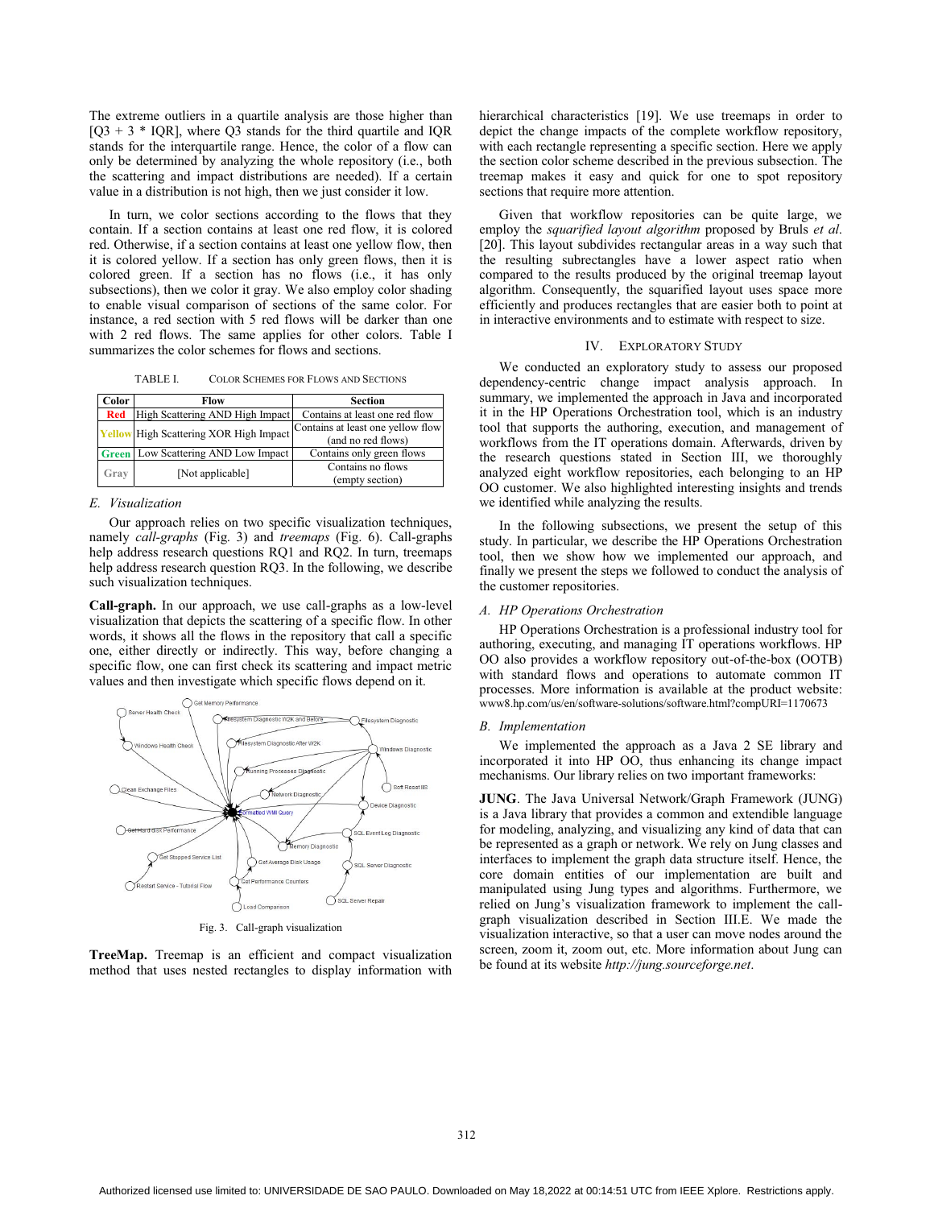The extreme outliers in a quartile analysis are those higher than [Q3 + 3 * IQR], where Q3 stands for the third quartile and IQR stands for the interquartile range. Hence, the color of a flow can only be determined by analyzing the whole repository (i.e., both the scattering and impact distributions are needed). If a certain value in a distribution is not high, then we just consider it low.

In turn, we color sections according to the flows that they contain. If a section contains at least one red flow, it is colored red. Otherwise, if a section contains at least one yellow flow, then it is colored yellow. If a section has only green flows, then it is colored green. If a section has no flows (i.e., it has only subsections), then we color it gray. We also employ color shading to enable visual comparison of sections of the same color. For instance, a red section with 5 red flows will be darker than one with 2 red flows. The same applies for other colors. Table I summarizes the color schemes for flows and sections.

TABLE I. COLOR SCHEMES FOR FLOWS AND SECTIONS

| Color | Flow | Section |
|---|---|---|
| Red | High Scattering AND High Impact | Contains at least one red flow |
| Yellow | High Scattering XOR High Impact | Contains at least one yellow flow (and no red flows) |
| Green | Low Scattering AND Low Impact | Contains only green flows |
| Gray | [Not applicable] | Contains no flows (empty section) |

### E. Visualization

Our approach relies on two specific visualization techniques, namely *call-graphs* (Fig. 3) and *treemaps* (Fig. 6). Call-graphs help address research questions RQ1 and RQ2. In turn, treemaps help address research question RQ3. In the following, we describe such visualization techniques.

**Call-graph.** In our approach, we use call-graphs as a low-level visualization that depicts the scattering of a specific flow. In other words, it shows all the flows in the repository that call a specific one, either directly or indirectly. This way, before changing a specific flow, one can first check its scattering and impact metric values and then investigate which specific flows depend on it.

Fig. 3. Call-graph visualization

**TreeMap.** Treemap is an efficient and compact visualization method that uses nested rectangles to display information with hierarchical characteristics [19]. We use treemaps in order to depict the change impacts of the complete workflow repository, with each rectangle representing a specific section. Here we apply the section color scheme described in the previous subsection. The treemap makes it easy and quick for one to spot repository sections that require more attention.

Given that workflow repositories can be quite large, we employ the *squarified layout algorithm* proposed by Bruls *et al*. [20]. This layout subdivides rectangular areas in a way such that the resulting subrectangles have a lower aspect ratio when compared to the results produced by the original treemap layout algorithm. Consequently, the squarified layout uses space more efficiently and produces rectangles that are easier both to point at in interactive environments and to estimate with respect to size.

## IV. EXPLORATORY STUDY

We conducted an exploratory study to assess our proposed dependency-centric change impact analysis approach. In summary, we implemented the approach in Java and incorporated it in the HP Operations Orchestration tool, which is an industry tool that supports the authoring, execution, and management of workflows from the IT operations domain. Afterwards, driven by the research questions stated in Section III, we thoroughly analyzed eight workflow repositories, each belonging to an HP OO customer. We also highlighted interesting insights and trends we identified while analyzing the results.

In the following subsections, we present the setup of this study. In particular, we describe the HP Operations Orchestration tool, then we show how we implemented our approach, and finally we present the steps we followed to conduct the analysis of the customer repositories.

### A. HP Operations Orchestration

HP Operations Orchestration is a professional industry tool for authoring, executing, and managing IT operations workflows. HP OO also provides a workflow repository out-of-the-box (OOTB) with standard flows and operations to automate common IT processes. More information is available at the product website: www8.hp.com/us/en/software-solutions/software.html?compURI=1170673

### B. Implementation

We implemented the approach as a Java 2 SE library and incorporated it into HP OO, thus enhancing its change impact mechanisms. Our library relies on two important frameworks:

**JUNG**. The Java Universal Network/Graph Framework (JUNG) is a Java library that provides a common and extendible language for modeling, analyzing, and visualizing any kind of data that can be represented as a graph or network. We rely on Jung classes and interfaces to implement the graph data structure itself. Hence, the core domain entities of our implementation are built and manipulated using Jung types and algorithms. Furthermore, we relied on Jung's visualization framework to implement the call-graph visualization described in Section III.E. We made the visualization interactive, so that a user can move nodes around the screen, zoom it, zoom out, etc. More information about Jung can be found at its website *http://jung.sourceforge.net*.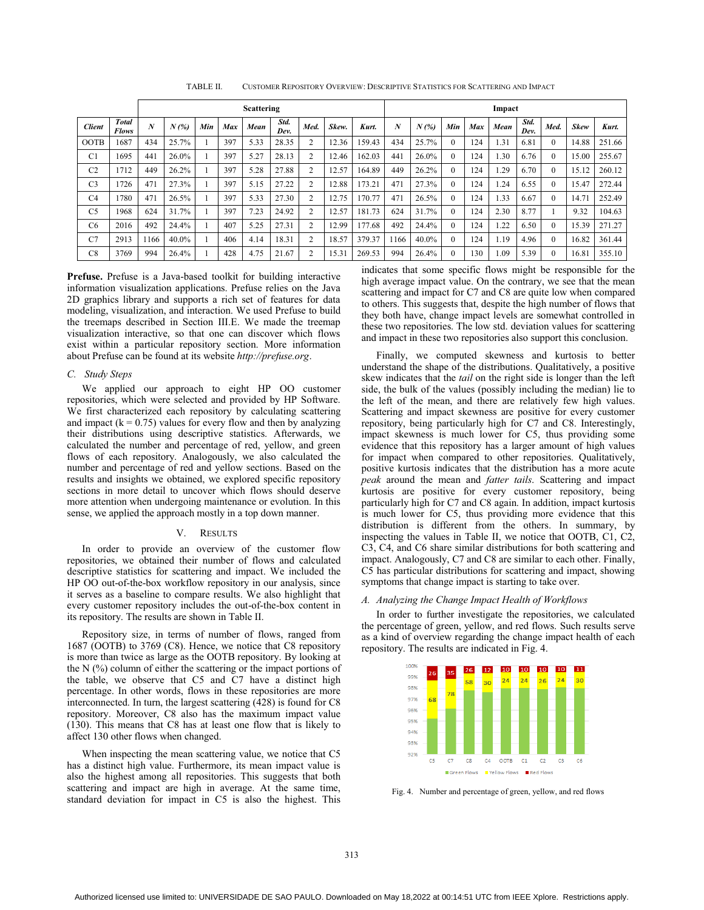TABLE II. CUSTOMER REPOSITORY OVERVIEW: DESCRIPTIVE STATISTICS FOR SCATTERING AND IMPACT

| | | Scattering | | | | | | | | | Impact | | | | | | | | |
|---|---|---|---|---|---|---|---|---|---|---|---|---|---|---|---|---|---|---|---|
| *Client* | *Total Flows* | *N* | *N (%)* | *Min* | *Max* | *Mean* | *Std. Dev.* | *Med.* | *Skew.* | *Kurt.* | *N* | *N (%)* | *Min* | *Max* | *Mean* | *Std. Dev.* | *Med.* | *Skew* | *Kurt.* |
| OOTB | 1687 | 434 | 25.7% | 1 | 397 | 5.33 | 28.35 | 2 | 12.36 | 159.43 | 434 | 25.7% | 0 | 124 | 1.31 | 6.81 | 0 | 14.88 | 251.66 |
| C1 | 1695 | 441 | 26.0% | 1 | 397 | 5.27 | 28.13 | 2 | 12.46 | 162.03 | 441 | 26.0% | 0 | 124 | 1.30 | 6.76 | 0 | 15.00 | 255.67 |
| C2 | 1712 | 449 | 26.2% | 1 | 397 | 5.28 | 27.88 | 2 | 12.57 | 164.89 | 449 | 26.2% | 0 | 124 | 1.29 | 6.70 | 0 | 15.12 | 260.12 |
| C3 | 1726 | 471 | 27.3% | 1 | 397 | 5.15 | 27.22 | 2 | 12.88 | 173.21 | 471 | 27.3% | 0 | 124 | 1.24 | 6.55 | 0 | 15.47 | 272.44 |
| C4 | 1780 | 471 | 26.5% | 1 | 397 | 5.33 | 27.30 | 2 | 12.75 | 170.77 | 471 | 26.5% | 0 | 124 | 1.33 | 6.67 | 0 | 14.71 | 252.49 |
| C5 | 1968 | 624 | 31.7% | 1 | 397 | 7.23 | 24.92 | 2 | 12.57 | 181.73 | 624 | 31.7% | 0 | 124 | 2.30 | 8.77 | 1 | 9.32 | 104.63 |
| C6 | 2016 | 492 | 24.4% | 1 | 407 | 5.25 | 27.31 | 2 | 12.99 | 177.68 | 492 | 24.4% | 0 | 124 | 1.22 | 6.50 | 0 | 15.39 | 271.27 |
| C7 | 2913 | 1166 | 40.0% | 1 | 406 | 4.14 | 18.31 | 2 | 18.57 | 379.37 | 1166 | 40.0% | 0 | 124 | 1.19 | 4.96 | 0 | 16.82 | 361.44 |
| C8 | 3769 | 994 | 26.4% | 1 | 428 | 4.75 | 21.67 | 2 | 15.31 | 269.53 | 994 | 26.4% | 0 | 130 | 1.09 | 5.39 | 0 | 16.81 | 355.10 |

**Prefuse.** Prefuse is a Java-based toolkit for building interactive information visualization applications. Prefuse relies on the Java 2D graphics library and supports a rich set of features for data modeling, visualization, and interaction. We used Prefuse to build the treemaps described in Section III.E. We made the treemap visualization interactive, so that one can discover which flows exist within a particular repository section. More information about Prefuse can be found at its website *http://prefuse.org*.

### C. Study Steps

We applied our approach to eight HP OO customer repositories, which were selected and provided by HP Software. We first characterized each repository by calculating scattering and impact ($k = 0.75$) values for every flow and then by analyzing their distributions using descriptive statistics. Afterwards, we calculated the number and percentage of red, yellow, and green flows of each repository. Analogously, we also calculated the number and percentage of red and yellow sections. Based on the results and insights we obtained, we explored specific repository sections in more detail to uncover which flows should deserve more attention when undergoing maintenance or evolution. In this sense, we applied the approach mostly in a top down manner.

## V. RESULTS

In order to provide an overview of the customer flow repositories, we obtained their number of flows and calculated descriptive statistics for scattering and impact. We included the HP OO out-of-the-box workflow repository in our analysis, since it serves as a baseline to compare results. We also highlight that every customer repository includes the out-of-the-box content in its repository. The results are shown in Table II.

Repository size, in terms of number of flows, ranged from 1687 (OOTB) to 3769 (C8). Hence, we notice that C8 repository is more than twice as large as the OOTB repository. By looking at the N (%) column of either the scattering or the impact portions of the table, we observe that C5 and C7 have a distinct high percentage. In other words, flows in these repositories are more interconnected. In turn, the largest scattering (428) is found for C8 repository. Moreover, C8 also has the maximum impact value (130). This means that C8 has at least one flow that is likely to affect 130 other flows when changed.

When inspecting the mean scattering value, we notice that C5 has a distinct high value. Furthermore, its mean impact value is also the highest among all repositories. This suggests that both scattering and impact are high in average. At the same time, standard deviation for impact in C5 is also the highest. This indicates that some specific flows might be responsible for the high average impact value. On the contrary, we see that the mean scattering and impact for C7 and C8 are quite low when compared to others. This suggests that, despite the high number of flows that they both have, change impact levels are somewhat controlled in these two repositories. The low std. deviation values for scattering and impact in these two repositories also support this conclusion.

Finally, we computed skewness and kurtosis to better understand the shape of the distributions. Qualitatively, a positive skew indicates that the *tail* on the right side is longer than the left side, the bulk of the values (possibly including the median) lie to the left of the mean, and there are relatively few high values. Scattering and impact skewness are positive for every customer repository, being particularly high for C7 and C8. Interestingly, impact skewness is much lower for C5, thus providing some evidence that this repository has a larger amount of high values for impact when compared to other repositories. Qualitatively, positive kurtosis indicates that the distribution has a more acute *peak* around the mean and *fatter tails*. Scattering and impact kurtosis are positive for every customer repository, being particularly high for C7 and C8 again. In addition, impact kurtosis is much lower for C5, thus providing more evidence that this distribution is different from the others. In summary, by inspecting the values in Table II, we notice that OOTB, C1, C2, C3, C4, and C6 share similar distributions for both scattering and impact. Analogously, C7 and C8 are similar to each other. Finally, C5 has particular distributions for scattering and impact, showing symptoms that change impact is starting to take over.

### A. Analyzing the Change Impact Health of Workflows

In order to further investigate the repositories, we calculated the percentage of green, yellow, and red flows. Such results serve as a kind of overview regarding the change impact health of each repository. The results are indicated in Fig. 4.

Fig. 4. Number and percentage of green, yellow, and red flows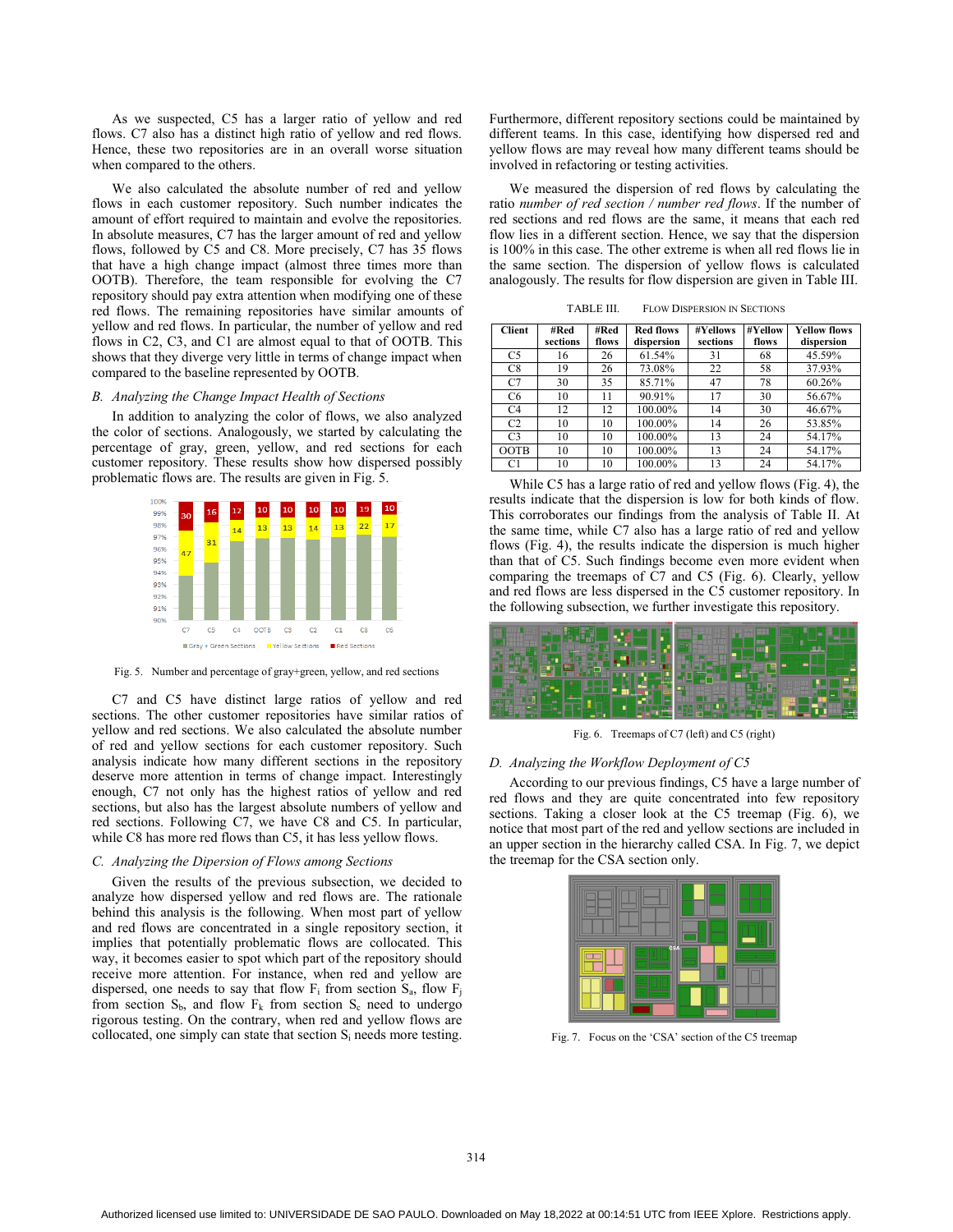As we suspected, C5 has a larger ratio of yellow and red flows. C7 also has a distinct high ratio of yellow and red flows. Hence, these two repositories are in an overall worse situation when compared to the others.

We also calculated the absolute number of red and yellow flows in each customer repository. Such number indicates the amount of effort required to maintain and evolve the repositories. In absolute measures, C7 has the larger amount of red and yellow flows, followed by C5 and C8. More precisely, C7 has 35 flows that have a high change impact (almost three times more than OOTB). Therefore, the team responsible for evolving the C7 repository should pay extra attention when modifying one of these red flows. The remaining repositories have similar amounts of yellow and red flows. In particular, the number of yellow and red flows in C2, C3, and C1 are almost equal to that of OOTB. This shows that they diverge very little in terms of change impact when compared to the baseline represented by OOTB.

### B. Analyzing the Change Impact Health of Sections

In addition to analyzing the color of flows, we also analyzed the color of sections. Analogously, we started by calculating the percentage of gray, green, yellow, and red sections for each customer repository. These results show how dispersed possibly problematic flows are. The results are given in Fig. 5.

Fig. 5. Number and percentage of gray+green, yellow, and red sections

C7 and C5 have distinct large ratios of yellow and red sections. The other customer repositories have similar ratios of yellow and red sections. We also calculated the absolute number of red and yellow sections for each customer repository. Such analysis indicate how many different sections in the repository deserve more attention in terms of change impact. Interestingly enough, C7 not only has the highest ratios of yellow and red sections, but also has the largest absolute numbers of yellow and red sections. Following C7, we have C8 and C5. In particular, while C8 has more red flows than C5, it has less yellow flows.

### C. Analyzing the Dipersion of Flows among Sections

Given the results of the previous subsection, we decided to analyze how dispersed yellow and red flows are. The rationale behind this analysis is the following. When most part of yellow and red flows are concentrated in a single repository section, it implies that potentially problematic flows are collocated. This way, it becomes easier to spot which part of the repository should receive more attention. For instance, when red and yellow are dispersed, one needs to say that flow $F_i$ from section $S_a$, flow $F_j$ from section $S_b$, and flow $F_k$ from section $S_c$ need to undergo rigorous testing. On the contrary, when red and yellow flows are collocated, one simply can state that section $S_i$ needs more testing.

Furthermore, different repository sections could be maintained by different teams. In this case, identifying how dispersed red and yellow flows are may reveal how many different teams should be involved in refactoring or testing activities.

We measured the dispersion of red flows by calculating the ratio *number of red section / number red flows*. If the number of red sections and red flows are the same, it means that each red flow lies in a different section. Hence, we say that the dispersion is 100% in this case. The other extreme is when all red flows lie in the same section. The dispersion of yellow flows is calculated analogously. The results for flow dispersion are given in Table III.

TABLE III. FLOW DISPERSION IN SECTIONS

| Client | #Red sections | #Red flows | Red flows dispersion | #Yellows sections | #Yellow flows | Yellow flows dispersion |
|---|---|---|---|---|---|---|
| C5 | 16 | 26 | 61.54% | 31 | 68 | 45.59% |
| C8 | 19 | 26 | 73.08% | 22 | 58 | 37.93% |
| C7 | 30 | 35 | 85.71% | 47 | 78 | 60.26% |
| C6 | 10 | 11 | 90.91% | 17 | 30 | 56.67% |
| C4 | 12 | 12 | 100.00% | 14 | 30 | 46.67% |
| C2 | 10 | 10 | 100.00% | 14 | 26 | 53.85% |
| C3 | 10 | 10 | 100.00% | 13 | 24 | 54.17% |
| OOTB | 10 | 10 | 100.00% | 13 | 24 | 54.17% |
| C1 | 10 | 10 | 100.00% | 13 | 24 | 54.17% |

While C5 has a large ratio of red and yellow flows (Fig. 4), the results indicate that the dispersion is low for both kinds of flow. This corroborates our findings from the analysis of Table II. At the same time, while C7 also has a large ratio of red and yellow flows (Fig. 4), the results indicate the dispersion is much higher than that of C5. Such findings become even more evident when comparing the treemaps of C7 and C5 (Fig. 6). Clearly, yellow and red flows are less dispersed in the C5 customer repository. In the following subsection, we further investigate this repository.

Fig. 6. Treemaps of C7 (left) and C5 (right)

### D. Analyzing the Workflow Deployment of C5

According to our previous findings, C5 have a large number of red flows and they are quite concentrated into few repository sections. Taking a closer look at the C5 treemap (Fig. 6), we notice that most part of the red and yellow sections are included in an upper section in the hierarchy called CSA. In Fig. 7, we depict the treemap for the CSA section only.

Fig. 7. Focus on the 'CSA' section of the C5 treemap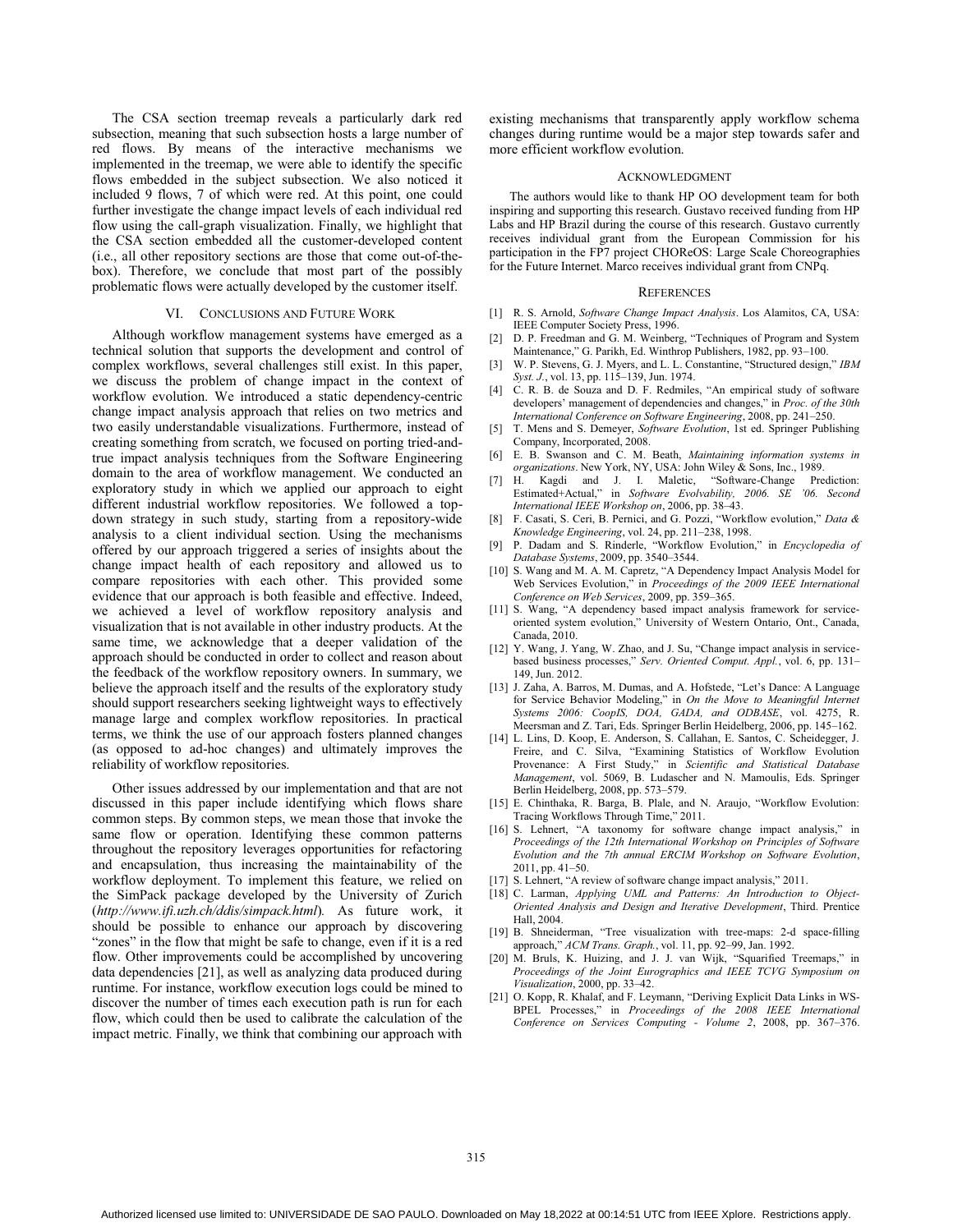The CSA section treemap reveals a particularly dark red subsection, meaning that such subsection hosts a large number of red flows. By means of the interactive mechanisms we implemented in the treemap, we were able to identify the specific flows embedded in the subject subsection. We also noticed it included 9 flows, 7 of which were red. At this point, one could further investigate the change impact levels of each individual red flow using the call-graph visualization. Finally, we highlight that the CSA section embedded all the customer-developed content (i.e., all other repository sections are those that come out-of-the-box). Therefore, we conclude that most part of the possibly problematic flows were actually developed by the customer itself.

## VI. Conclusions and Future Work

Although workflow management systems have emerged as a technical solution that supports the development and control of complex workflows, several challenges still exist. In this paper, we discuss the problem of change impact in the context of workflow evolution. We introduced a static dependency-centric change impact analysis approach that relies on two metrics and two easily understandable visualizations. Furthermore, instead of creating something from scratch, we focused on porting tried-and-true impact analysis techniques from the Software Engineering domain to the area of workflow management. We conducted an exploratory study in which we applied our approach to eight different industrial workflow repositories. We followed a top-down strategy in such study, starting from a repository-wide analysis to a client individual section. Using the mechanisms offered by our approach triggered a series of insights about the change impact health of each repository and allowed us to compare repositories with each other. This provided some evidence that our approach is both feasible and effective. Indeed, we achieved a level of workflow repository analysis and visualization that is not available in other industry products. At the same time, we acknowledge that a deeper validation of the approach should be conducted in order to collect and reason about the feedback of the workflow repository owners. In summary, we believe the approach itself and the results of the exploratory study should support researchers seeking lightweight ways to effectively manage large and complex workflow repositories. In practical terms, we think the use of our approach fosters planned changes (as opposed to ad-hoc changes) and ultimately improves the reliability of workflow repositories.

Other issues addressed by our implementation and that are not discussed in this paper include identifying which flows share common steps. By common steps, we mean those that invoke the same flow or operation. Identifying these common patterns throughout the repository leverages opportunities for refactoring and encapsulation, thus increasing the maintainability of the workflow deployment. To implement this feature, we relied on the SimPack package developed by the University of Zurich (*http://www.ifi.uzh.ch/ddis/simpack.html*). As future work, it should be possible to enhance our approach by discovering "zones" in the flow that might be safe to change, even if it is a red flow. Other improvements could be accomplished by uncovering data dependencies [21], as well as analyzing data produced during runtime. For instance, workflow execution logs could be mined to discover the number of times each execution path is run for each flow, which could then be used to calibrate the calculation of the impact metric. Finally, we think that combining our approach with existing mechanisms that transparently apply workflow schema changes during runtime would be a major step towards safer and more efficient workflow evolution.

## Acknowledgment

The authors would like to thank HP OO development team for both inspiring and supporting this research. Gustavo received funding from HP Labs and HP Brazil during the course of this research. Gustavo currently receives individual grant from the European Commission for his participation in the FP7 project CHOReOS: Large Scale Choreographies for the Future Internet. Marco receives individual grant from CNPq.

## References

[1] R. S. Arnold, *Software Change Impact Analysis*. Los Alamitos, CA, USA: IEEE Computer Society Press, 1996.

[2] D. P. Freedman and G. M. Weinberg, "Techniques of Program and System Maintenance," G. Parikh, Ed. Winthrop Publishers, 1982, pp. 93–100.

[3] W. P. Stevens, G. J. Myers, and L. L. Constantine, "Structured design," *IBM Syst. J.*, vol. 13, pp. 115–139, Jun. 1974.

[4] C. R. B. de Souza and D. F. Redmiles, "An empirical study of software developers' management of dependencies and changes," in *Proc. of the 30th International Conference on Software Engineering*, 2008, pp. 241–250.

[5] T. Mens and S. Demeyer, *Software Evolution*, 1st ed. Springer Publishing Company, Incorporated, 2008.

[6] E. B. Swanson and C. M. Beath, *Maintaining information systems in organizations*. New York, NY, USA: John Wiley & Sons, Inc., 1989.

[7] H. Kagdi and J. I. Maletic, "Software-Change Prediction: Estimated+Actual," in *Software Evolvability, 2006. SE '06. Second International IEEE Workshop on*, 2006, pp. 38–43.

[8] F. Casati, S. Ceri, B. Pernici, and G. Pozzi, "Workflow evolution," *Data & Knowledge Engineering*, vol. 24, pp. 211–238, 1998.

[9] P. Dadam and S. Rinderle, "Workflow Evolution," in *Encyclopedia of Database Systems*, 2009, pp. 3540–3544.

[10] S. Wang and M. A. M. Capretz, "A Dependency Impact Analysis Model for Web Services Evolution," in *Proceedings of the 2009 IEEE International Conference on Web Services*, 2009, pp. 359–365.

[11] S. Wang, "A dependency based impact analysis framework for service-oriented system evolution," University of Western Ontario, Ont., Canada, Canada, 2010.

[12] Y. Wang, J. Yang, W. Zhao, and J. Su, "Change impact analysis in service-based business processes," *Serv. Oriented Comput. Appl.*, vol. 6, pp. 131–149, Jun. 2012.

[13] J. Zaha, A. Barros, M. Dumas, and A. Hofstede, "Let's Dance: A Language for Service Behavior Modeling," in *On the Move to Meaningful Internet Systems 2006: CoopIS, DOA, GADA, and ODBASE*, vol. 4275, R. Meersman and Z. Tari, Eds. Springer Berlin Heidelberg, 2006, pp. 145–162.

[14] L. Lins, D. Koop, E. Anderson, S. Callahan, E. Santos, C. Scheidegger, J. Freire, and C. Silva, "Examining Statistics of Workflow Evolution Provenance: A First Study," in *Scientific and Statistical Database Management*, vol. 5069, B. Ludascher and N. Mamoulis, Eds. Springer Berlin Heidelberg, 2008, pp. 573–579.

[15] E. Chinthaka, R. Barga, B. Plale, and N. Araujo, "Workflow Evolution: Tracing Workflows Through Time," 2011.

[16] S. Lehnert, "A taxonomy for software change impact analysis," in *Proceedings of the 12th International Workshop on Principles of Software Evolution and the 7th annual ERCIM Workshop on Software Evolution*, 2011, pp. 41–50.

[17] S. Lehnert, "A review of software change impact analysis," 2011.

[18] C. Larman, *Applying UML and Patterns: An Introduction to Object-Oriented Analysis and Design and Iterative Development*, Third. Prentice Hall, 2004.

[19] B. Shneiderman, "Tree visualization with tree-maps: 2-d space-filling approach," *ACM Trans. Graph.*, vol. 11, pp. 92–99, Jan. 1992.

[20] M. Bruls, K. Huizing, and J. J. van Wijk, "Squarified Treemaps," in *Proceedings of the Joint Eurographics and IEEE TCVG Symposium on Visualization*, 2000, pp. 33–42.

[21] O. Kopp, R. Khalaf, and F. Leymann, "Deriving Explicit Data Links in WS-BPEL Processes," in *Proceedings of the 2008 IEEE International Conference on Services Computing - Volume 2*, 2008, pp. 367–376.